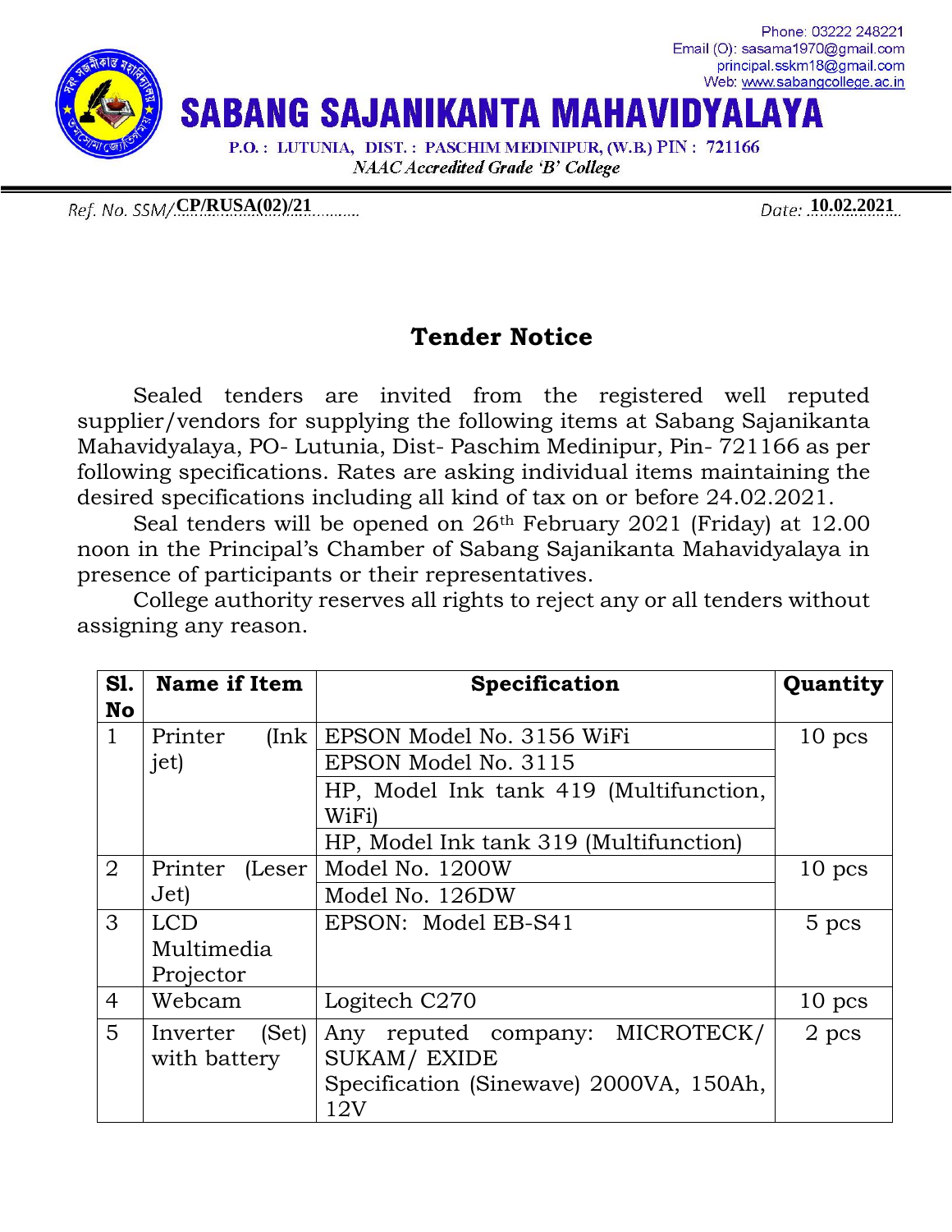Phone: 03222 248221
Email (O): sasama1970@gmail.com
principal.sskm18@gmail.com
Web: www.sabangcollege.ac.in

# SABANG SAJANIKANTA MAHAVIDYALAYA

P.O. : LUTUNIA, DIST. : PASCHIM MEDINIPUR, (W.B.) PIN : 721166

*NAAC Accredited Grade 'B' College*

Ref. No. SSM/**CP/RUSA(02)/21** Date: **10.02.2021**

## Tender Notice

Sealed tenders are invited from the registered well reputed supplier/vendors for supplying the following items at Sabang Sajanikanta Mahavidyalaya, PO- Lutunia, Dist- Paschim Medinipur, Pin- 721166 as per following specifications. Rates are asking individual items maintaining the desired specifications including all kind of tax on or before 24.02.2021.

Seal tenders will be opened on 26th February 2021 (Friday) at 12.00 noon in the Principal's Chamber of Sabang Sajanikanta Mahavidyalaya in presence of participants or their representatives.

College authority reserves all rights to reject any or all tenders without assigning any reason.

| Sl. No | Name if Item | Specification | Quantity |
|---|---|---|---|
| 1 | Printer (Ink jet) | EPSON Model No. 3156 WiFi | 10 pcs |
| | | EPSON Model No. 3115 | |
| | | HP, Model Ink tank 419 (Multifunction, WiFi) | |
| | | HP, Model Ink tank 319 (Multifunction) | |
| 2 | Printer (Leser Jet) | Model No. 1200W | 10 pcs |
| | | Model No. 126DW | |
| 3 | LCD Multimedia Projector | EPSON: Model EB-S41 | 5 pcs |
| 4 | Webcam | Logitech C270 | 10 pcs |
| 5 | Inverter (Set) with battery | Any reputed company: MICROTECK/ SUKAM/ EXIDE<br>Specification (Sinewave) 2000VA, 150Ah, 12V | 2 pcs |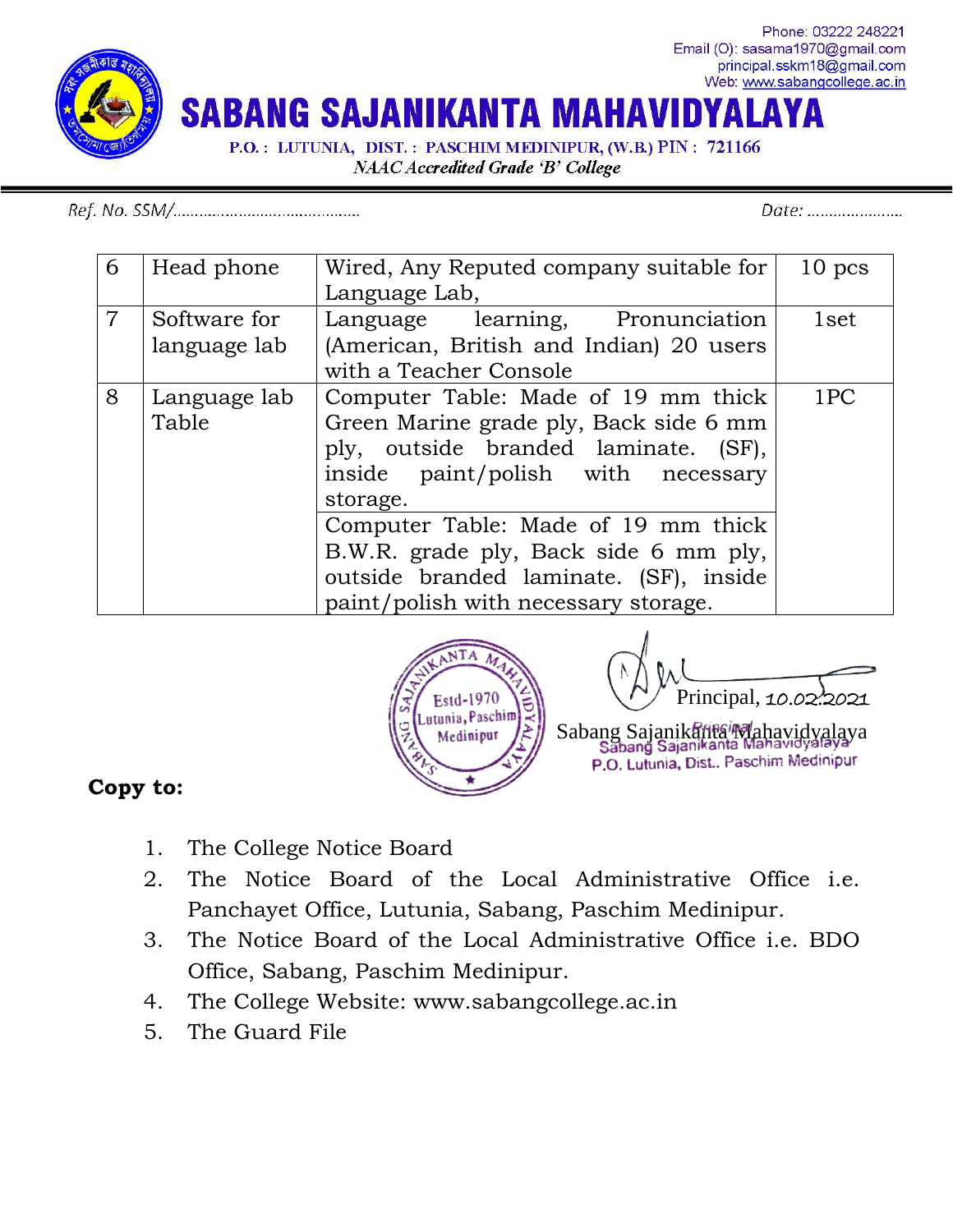# SABANG SAJANIKANTA MAHAVIDYALAYA

Phone: 03222 248221
Email (O): sasama1970@gmail.com
principal.sskm18@gmail.com
Web: www.sabangcollege.ac.in

P.O. : LUTUNIA, DIST. : PASCHIM MEDINIPUR, (W.B.) PIN : 721166

*NAAC Accredited Grade 'B' College*

Ref. No. SSM/…………………………………… Date: ………………….

| | | | |
|---|---|---|---|
| 6 | Head phone | Wired, Any Reputed company suitable for Language Lab, | 10 pcs |
| 7 | Software for language lab | Language learning, Pronunciation (American, British and Indian) 20 users with a Teacher Console | 1set |
| 8 | Language lab Table | Computer Table: Made of 19 mm thick Green Marine grade ply, Back side 6 mm ply, outside branded laminate. (SF), inside paint/polish with necessary storage. | 1PC |
| | | Computer Table: Made of 19 mm thick B.W.R. grade ply, Back side 6 mm ply, outside branded laminate. (SF), inside paint/polish with necessary storage. | |

Principal, 10.02.2021
Sabang Sajanikanta Mahavidyalaya

**Copy to:**

1. The College Notice Board
2. The Notice Board of the Local Administrative Office i.e. Panchayet Office, Lutunia, Sabang, Paschim Medinipur.
3. The Notice Board of the Local Administrative Office i.e. BDO Office, Sabang, Paschim Medinipur.
4. The College Website: www.sabangcollege.ac.in
5. The Guard File